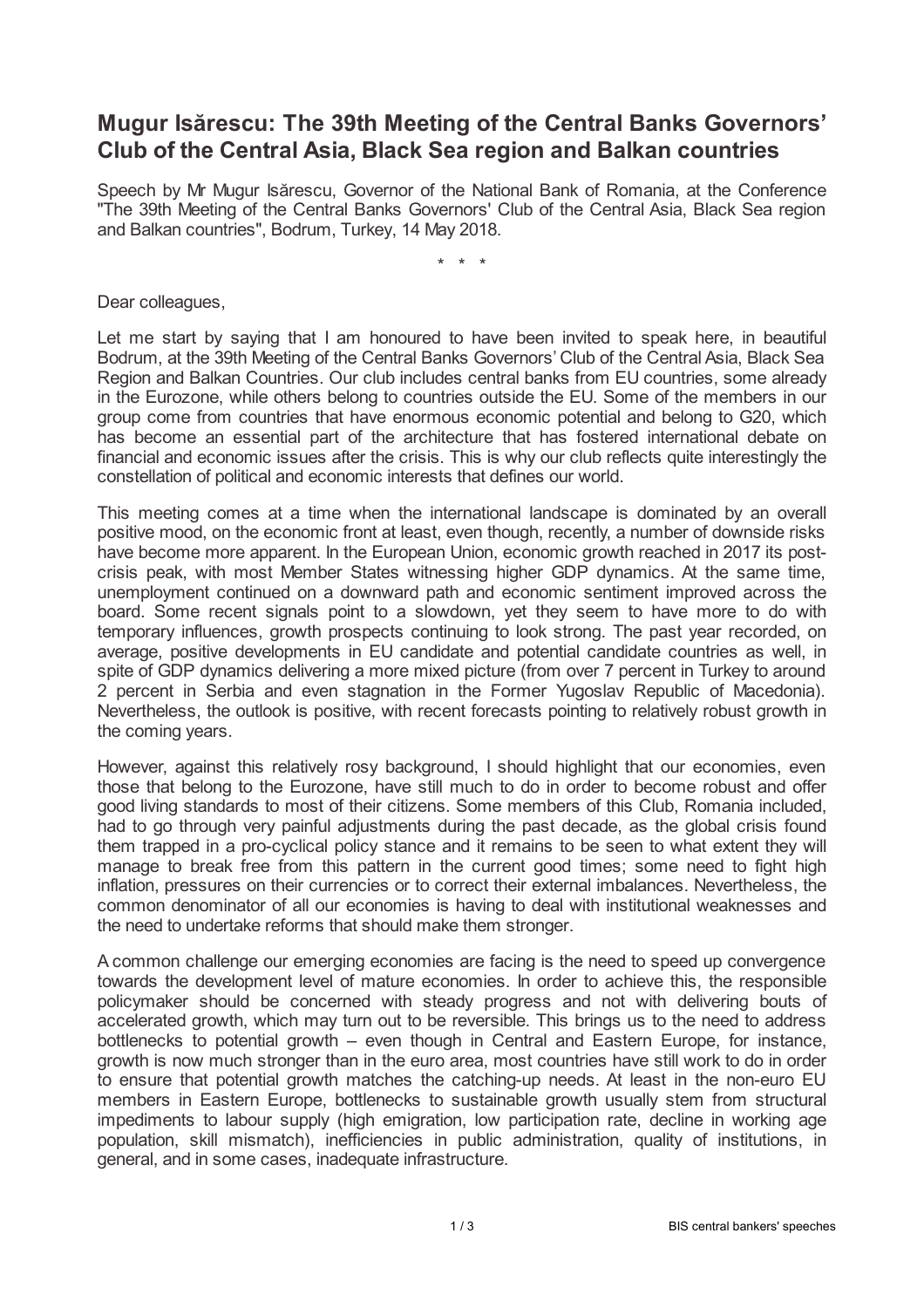# Mugur Isărescu: The 39th Meeting of the Central Banks Governors' Club of the Central Asia, Black Sea region and Balkan countries

Speech by Mr Mugur Isărescu, Governor of the National Bank of Romania, at the Conference "The 39th Meeting of the Central Banks Governors' Club of the Central Asia, Black Sea region and Balkan countries", Bodrum, Turkey, 14 May 2018.

\* \* \*

Dear colleagues,

Let me start by saying that I am honoured to have been invited to speak here, in beautiful Bodrum, at the 39th Meeting of the Central Banks Governors' Club of the Central Asia, Black Sea Region and Balkan Countries. Our club includes central banks from EU countries, some already in the Eurozone, while others belong to countries outside the EU. Some of the members in our group come from countries that have enormous economic potential and belong to G20, which has become an essential part of the architecture that has fostered international debate on financial and economic issues after the crisis. This is why our club reflects quite interestingly the constellation of political and economic interests that defines our world.

This meeting comes at a time when the international landscape is dominated by an overall positive mood, on the economic front at least, even though, recently, a number of downside risks have become more apparent. In the European Union, economic growth reached in 2017 its post-crisis peak, with most Member States witnessing higher GDP dynamics. At the same time, unemployment continued on a downward path and economic sentiment improved across the board. Some recent signals point to a slowdown, yet they seem to have more to do with temporary influences, growth prospects continuing to look strong. The past year recorded, on average, positive developments in EU candidate and potential candidate countries as well, in spite of GDP dynamics delivering a more mixed picture (from over 7 percent in Turkey to around 2 percent in Serbia and even stagnation in the Former Yugoslav Republic of Macedonia). Nevertheless, the outlook is positive, with recent forecasts pointing to relatively robust growth in the coming years.

However, against this relatively rosy background, I should highlight that our economies, even those that belong to the Eurozone, have still much to do in order to become robust and offer good living standards to most of their citizens. Some members of this Club, Romania included, had to go through very painful adjustments during the past decade, as the global crisis found them trapped in a pro-cyclical policy stance and it remains to be seen to what extent they will manage to break free from this pattern in the current good times; some need to fight high inflation, pressures on their currencies or to correct their external imbalances. Nevertheless, the common denominator of all our economies is having to deal with institutional weaknesses and the need to undertake reforms that should make them stronger.

A common challenge our emerging economies are facing is the need to speed up convergence towards the development level of mature economies. In order to achieve this, the responsible policymaker should be concerned with steady progress and not with delivering bouts of accelerated growth, which may turn out to be reversible. This brings us to the need to address bottlenecks to potential growth – even though in Central and Eastern Europe, for instance, growth is now much stronger than in the euro area, most countries have still work to do in order to ensure that potential growth matches the catching-up needs. At least in the non-euro EU members in Eastern Europe, bottlenecks to sustainable growth usually stem from structural impediments to labour supply (high emigration, low participation rate, decline in working age population, skill mismatch), inefficiencies in public administration, quality of institutions, in general, and in some cases, inadequate infrastructure.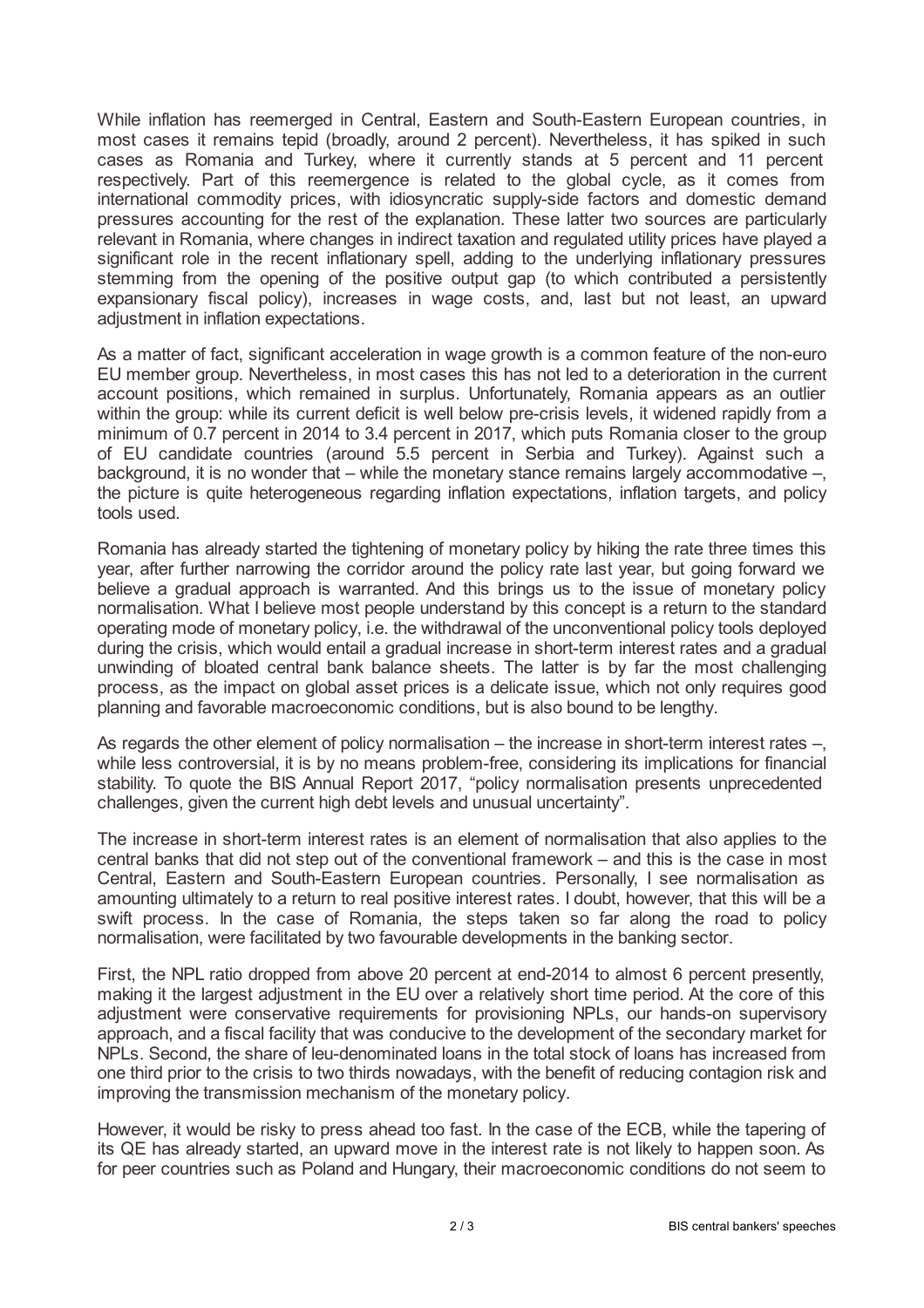While inflation has reemerged in Central, Eastern and South-Eastern European countries, in most cases it remains tepid (broadly, around 2 percent). Nevertheless, it has spiked in such cases as Romania and Turkey, where it currently stands at 5 percent and 11 percent respectively. Part of this reemergence is related to the global cycle, as it comes from international commodity prices, with idiosyncratic supply-side factors and domestic demand pressures accounting for the rest of the explanation. These latter two sources are particularly relevant in Romania, where changes in indirect taxation and regulated utility prices have played a significant role in the recent inflationary spell, adding to the underlying inflationary pressures stemming from the opening of the positive output gap (to which contributed a persistently expansionary fiscal policy), increases in wage costs, and, last but not least, an upward adjustment in inflation expectations.

As a matter of fact, significant acceleration in wage growth is a common feature of the non-euro EU member group. Nevertheless, in most cases this has not led to a deterioration in the current account positions, which remained in surplus. Unfortunately, Romania appears as an outlier within the group: while its current deficit is well below pre-crisis levels, it widened rapidly from a minimum of 0.7 percent in 2014 to 3.4 percent in 2017, which puts Romania closer to the group of EU candidate countries (around 5.5 percent in Serbia and Turkey). Against such a background, it is no wonder that – while the monetary stance remains largely accommodative –, the picture is quite heterogeneous regarding inflation expectations, inflation targets, and policy tools used.

Romania has already started the tightening of monetary policy by hiking the rate three times this year, after further narrowing the corridor arround the policy rate last year, but going forward we believe a gradual approach is warranted. And this brings us to the issue of monetary policy normalisation. What I believe most people understand by this concept is a return to the standard operating mode of monetary policy, i.e. the withdrawal of the unconventional policy tools deployed during the crisis, which would entail a gradual increase in short-term interest rates and a gradual unwinding of bloated central bank balance sheets. The latter is by far the most challenging process, as the impact on global asset prices is a delicate issue, which not only requires good planning and favorable macroeconomic conditions, but is also bound to be lengthy.

As regards the other element of policy normalisation – the increase in short-term interest rates –, while less controversial, it is by no means problem-free, considering its implications for financial stability. To quote the BIS Annual Report 2017, "policy normalisation presents unprecedented challenges, given the current high debt levels and unusual uncertainty".

The increase in short-term interest rates is an element of normalisation that also applies to the central banks that did not step out of the conventional framework – and this is the case in most Central, Eastern and South-Eastern European countries. Personally, I see normalisation as amounting ultimately to a return to real positive interest rates. I doubt, however, that this will be a swift process. In the case of Romania, the steps taken so far along the road to policy normalisation, were facilitated by two favourable developments in the banking sector.

First, the NPL ratio dropped from above 20 percent at end-2014 to almost 6 percent presently, making it the largest adjustment in the EU over a relatively short time period. At the core of this adjustment were conservative requirements for provisioning NPLs, our hands-on supervisory approach, and a fiscal facility that was conducive to the development of the secondary market for NPLs. Second, the share of leu-denominated loans in the total stock of loans has increased from one third prior to the crisis to two thirds nowadays, with the benefit of reducing contagion risk and improving the transmission mechanism of the monetary policy.

However, it would be risky to press ahead too fast. In the case of the ECB, while the tapering of its QE has already started, an upward move in the interest rate is not likely to happen soon. As for peer countries such as Poland and Hungary, their macroeconomic conditions do not seem to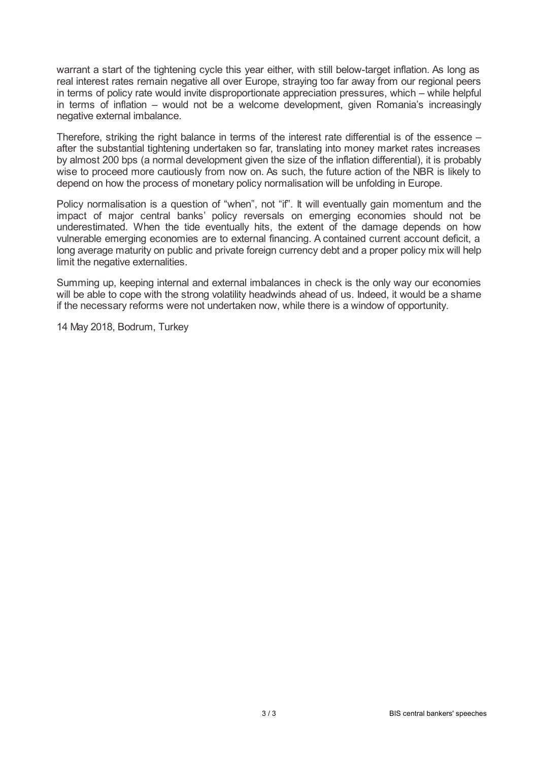warrant a start of the tightening cycle this year either, with still below-target inflation. As long as real interest rates remain negative all over Europe, straying too far away from our regional peers in terms of policy rate would invite disproportionate appreciation pressures, which – while helpful in terms of inflation – would not be a welcome development, given Romania's increasingly negative external imbalance.

Therefore, striking the right balance in terms of the interest rate differential is of the essence – after the substantial tightening undertaken so far, translating into money market rates increases by almost 200 bps (a normal development given the size of the inflation differential), it is probably wise to proceed more cautiously from now on. As such, the future action of the NBR is likely to depend on how the process of monetary policy normalisation will be unfolding in Europe.

Policy normalisation is a question of "when", not "if". It will eventually gain momentum and the impact of major central banks' policy reversals on emerging economies should not be underestimated. When the tide eventually hits, the extent of the damage depends on how vulnerable emerging economies are to external financing. A contained current account deficit, a long average maturity on public and private foreign currency debt and a proper policy mix will help limit the negative externalities.

Summing up, keeping internal and external imbalances in check is the only way our economies will be able to cope with the strong volatility headwinds ahead of us. Indeed, it would be a shame if the necessary reforms were not undertaken now, while there is a window of opportunity.

14 May 2018, Bodrum, Turkey